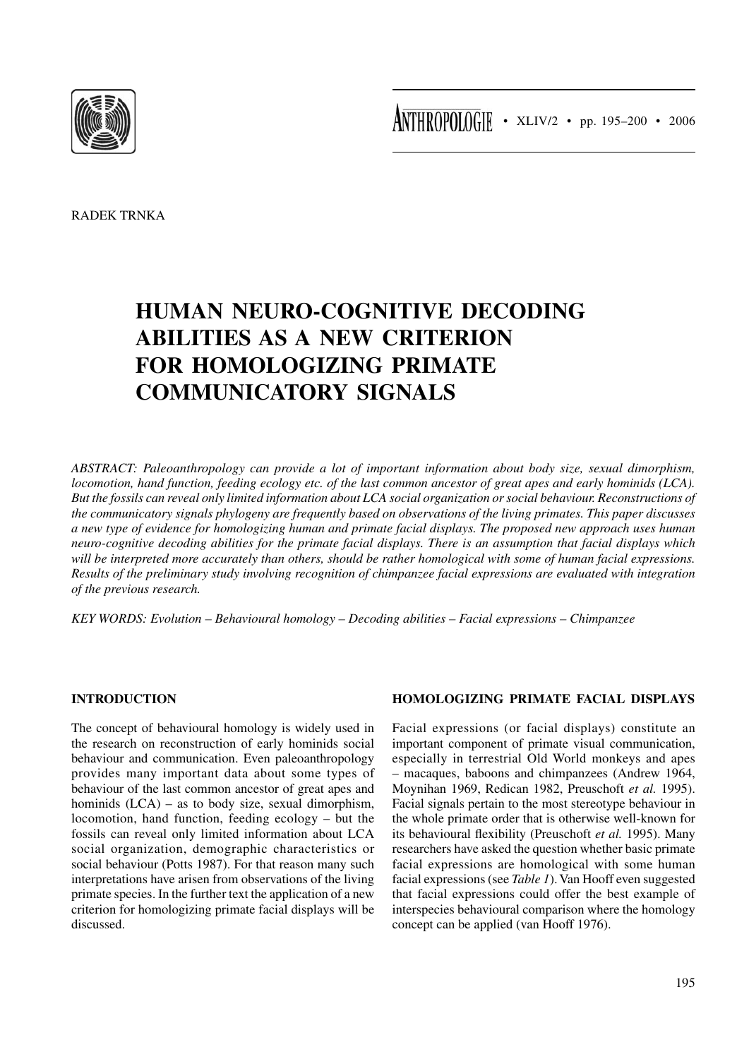RADEK TRNKA

# HUMAN NEURO-COGNITIVE DECODING ABILITIES AS A NEW CRITERION FOR HOMOLOGIZING PRIMATE COMMUNICATORY SIGNALS

*ABSTRACT: Paleoanthropology can provide a lot of important information about body size, sexual dimorphism, locomotion, hand function, feeding ecology etc. of the last common ancestor of great apes and early hominids (LCA). But the fossils can reveal only limited information about LCA social organization or social behaviour. Reconstructions of the communicatory signals phylogeny are frequently based on observations of the living primates. This paper discusses a new type of evidence for homologizing human and primate facial displays. The proposed new approach uses human neuro-cognitive decoding abilities for the primate facial displays. There is an assumption that facial displays which will be interpreted more accurately than others, should be rather homological with some of human facial expressions. Results of the preliminary study involving recognition of chimpanzee facial expressions are evaluated with integration of the previous research.*

*KEY WORDS: Evolution – Behavioural homology – Decoding abilities – Facial expressions – Chimpanzee*

## INTRODUCTION

The concept of behavioural homology is widely used in the research on reconstruction of early hominids social behaviour and communication. Even paleoanthropology provides many important data about some types of behaviour of the last common ancestor of great apes and hominids (LCA) – as to body size, sexual dimorphism, locomotion, hand function, feeding ecology – but the fossils can reveal only limited information about LCA social organization, demographic characteristics or social behaviour (Potts 1987). For that reason many such interpretations have arisen from observations of the living primate species. In the further text the application of a new criterion for homologizing primate facial displays will be discussed.

## HOMOLOGIZING PRIMATE FACIAL DISPLAYS

Facial expressions (or facial displays) constitute an important component of primate visual communication, especially in terrestrial Old World monkeys and apes – macaques, baboons and chimpanzees (Andrew 1964, Moynihan 1969, Redican 1982, Preuschoft *et al.* 1995). Facial signals pertain to the most stereotype behaviour in the whole primate order that is otherwise well-known for its behavioural flexibility (Preuschoft *et al.* 1995). Many researchers have asked the question whether basic primate facial expressions are homological with some human facial expressions (see *Table 1*). Van Hooff even suggested that facial expressions could offer the best example of interspecies behavioural comparison where the homology concept can be applied (van Hooff 1976).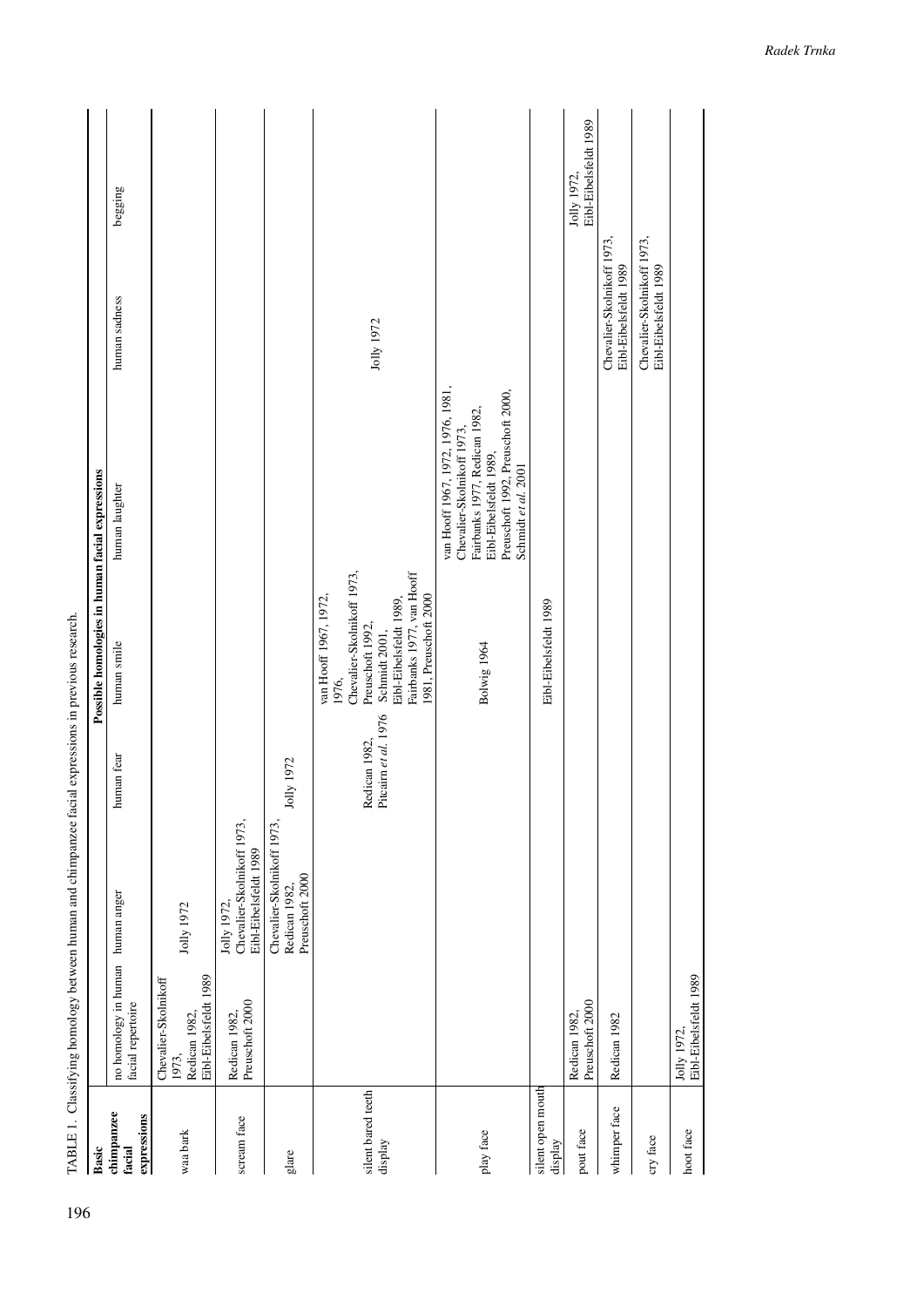TABLE 1. Classifying homology between human and chimpanzee facial expressions in previous research.

| Basic chimpanzee facial expressions | Possible homologies in human facial expressions | | | | | | |
|---|---|---|---|---|---|---|---|
| | no homology in human facial repertoire | human anger | human fear | human smile | human laughter | human sadness | begging |
| waa bark | Chevalier-Skolnikoff 1973, Redican 1982, Eibl-Eibelsfeldt 1989 | Jolly 1972 | | | | | |
| scream face | Redican 1982, Preuschoft 2000 | Jolly 1972, Chevalier-Skolnikoff 1973, Eibl-Eibelsfeldt 1989 | | | | | |
| glare | | Chevalier-Skolnikoff 1973, Redican 1982, Preuschoft 2000 | Jolly 1972 | | | | |
| silent bared teeth display | | | Redican 1982, Pitcairn *et al.* 1976 | van Hooff 1967, 1972, 1976, Chevalier-Skolnikoff 1973, Preuschoft 1992, Schmidt 2001, Eibl-Eibelsfeldt 1989, Fairbanks 1977, van Hooff 1981, Preuschoft 2000 | | Jolly 1972 | |
| play face | | | | Bolwig 1964 | van Hooff 1967, 1972, 1976, 1981, Chevalier-Skolnikoff 1973, Fairbanks 1977, Redican 1982, Eibl-Eibelsfeldt 1989, Preuschoft 1992, Preuschoft 2000, Schmidt *et al.* 2001 | | |
| silent open mouth display | | | | Eibl-Eibelsfeldt 1989 | | | |
| pout face | Redican 1982, Preuschoft 2000 | | | | | | Jolly 1972, Eibl-Eibelsfeldt 1989 |
| whimper face | Redican 1982 | | | | | Chevalier-Skolnikoff 1973, Eibl-Eibelsfeldt 1989 | |
| cry face | | | | | | Chevalier-Skolnikoff 1973, Eibl-Eibelsfeldt 1989 | |
| hoot face | Jolly 1972, Eibl-Eibelsfeldt 1989 | | | | | | |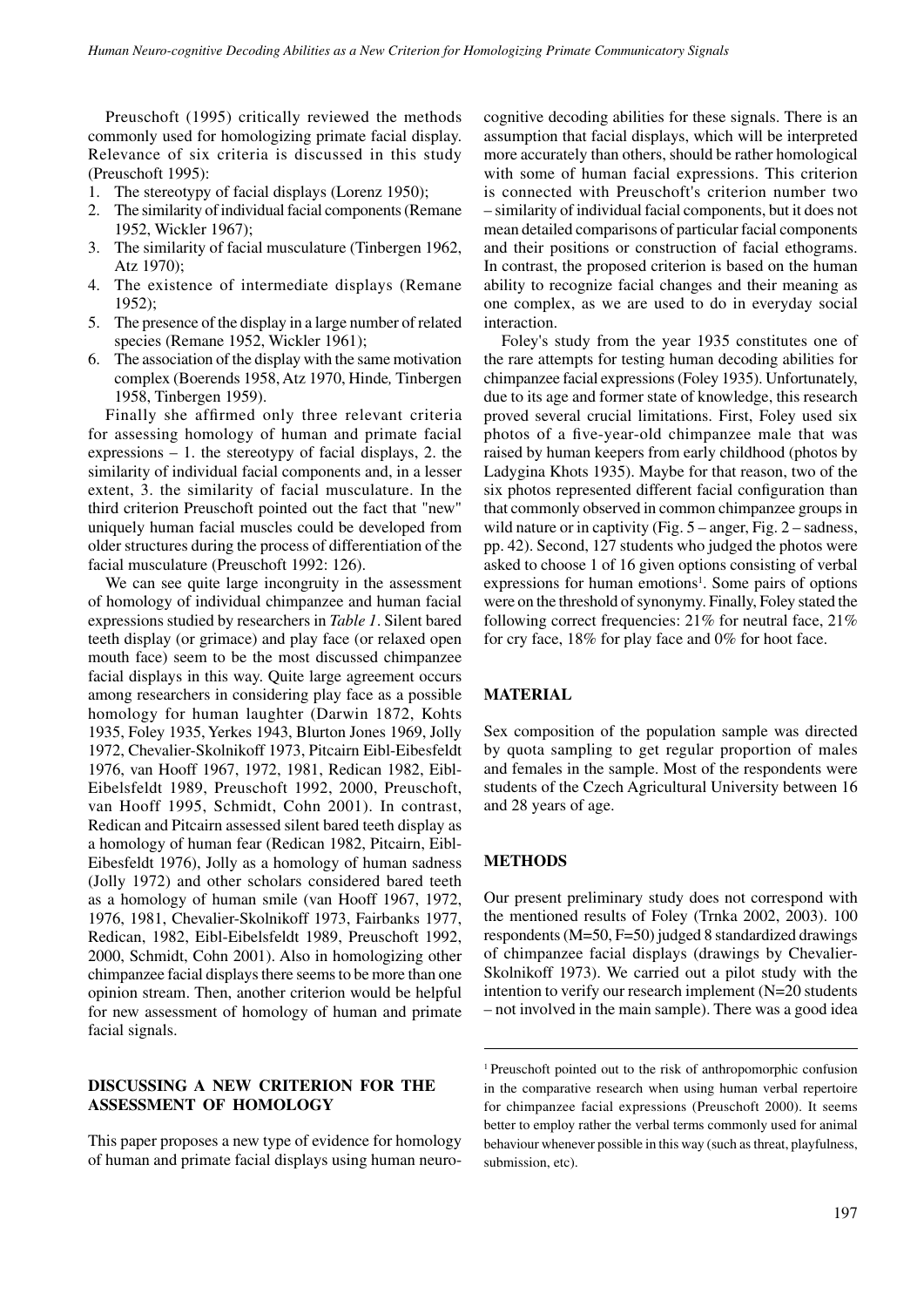Preuschoft (1995) critically reviewed the methods commonly used for homologizing primate facial display. Relevance of six criteria is discussed in this study (Preuschoft 1995):

1. The stereotypy of facial displays (Lorenz 1950);
2. The similarity of individual facial components (Remane 1952, Wickler 1967);
3. The similarity of facial musculature (Tinbergen 1962, Atz 1970);
4. The existence of intermediate displays (Remane 1952);
5. The presence of the display in a large number of related species (Remane 1952, Wickler 1961);
6. The association of the display with the same motivation complex (Boerends 1958, Atz 1970, Hinde, Tinbergen 1958, Tinbergen 1959).

Finally she affirmed only three relevant criteria for assessing homology of human and primate facial expressions – 1. the stereotypy of facial displays, 2. the similarity of individual facial components and, in a lesser extent, 3. the similarity of facial musculature. In the third criterion Preuschoft pointed out the fact that "new" uniquely human facial muscles could be developed from older structures during the process of differentiation of the facial musculature (Preuschoft 1992: 126).

We can see quite large incongruity in the assessment of homology of individual chimpanzee and human facial expressions studied by researchers in *Table 1*. Silent bared teeth display (or grimace) and play face (or relaxed open mouth face) seem to be the most discussed chimpanzee facial displays in this way. Quite large agreement occurs among researchers in considering play face as a possible homology for human laughter (Darwin 1872, Kohts 1935, Foley 1935, Yerkes 1943, Blurton Jones 1969, Jolly 1972, Chevalier-Skolnikoff 1973, Pitcairn Eibl-Eibesfeldt 1976, van Hooff 1967, 1972, 1981, Redican 1982, Eibl-Eibelsfeldt 1989, Preuschoft 1992, 2000, Preuschoft, van Hooff 1995, Schmidt, Cohn 2001). In contrast, Redican and Pitcairn assessed silent bared teeth display as a homology of human fear (Redican 1982, Pitcairn, Eibl-Eibesfeldt 1976), Jolly as a homology of human sadness (Jolly 1972) and other scholars considered bared teeth as a homology of human smile (van Hooff 1967, 1972, 1976, 1981, Chevalier-Skolnikoff 1973, Fairbanks 1977, Redican, 1982, Eibl-Eibesfeldt 1989, Preuschoft 1992, 2000, Schmidt, Cohn 2001). Also in homologizing other chimpanzee facial displays there seems to be more than one opinion stream. Then, another criterion would be helpful for new assessment of homology of human and primate facial signals.

## DISCUSSING A NEW CRITERION FOR THE ASSESSMENT OF HOMOLOGY

This paper proposes a new type of evidence for homology of human and primate facial displays using human neuro-cognitive decoding abilities for these signals. There is an assumption that facial displays, which will be interpreted more accurately than others, should be rather homological with some of human facial expressions. This criterion is connected with Preuschoft's criterion number two – similarity of individual facial components, but it does not mean detailed comparisons of particular facial components and their positions or construction of facial ethograms. In contrast, the proposed criterion is based on the human ability to recognize facial changes and their meaning as one complex, as we are used to do in everyday social interaction.

Foley's study from the year 1935 constitutes one of the rare attempts for testing human decoding abilities for chimpanzee facial expressions (Foley 1935). Unfortunately, due to its age and former state of knowledge, this research proved several crucial limitations. First, Foley used six photos of a five-year-old chimpanzee male that was raised by human keepers from early childhood (photos by Ladygina Khots 1935). Maybe for that reason, two of the six photos represented different facial configuration than that commonly observed in common chimpanzee groups in wild nature or in captivity (Fig. 5 – anger, Fig. 2 – sadness, pp. 42). Second, 127 students who judged the photos were asked to choose 1 of 16 given options consisting of verbal expressions for human emotions[1]. Some pairs of options were on the threshold of synonymy. Finally, Foley stated the following correct frequencies: 21% for neutral face, 21% for cry face, 18% for play face and 0% for hoot face.

## MATERIAL

Sex composition of the population sample was directed by quota sampling to get regular proportion of males and females in the sample. Most of the respondents were students of the Czech Agricultural University between 16 and 28 years of age.

## METHODS

Our present preliminary study does not correspond with the mentioned results of Foley (Trnka 2002, 2003). 100 respondents (M=50, F=50) judged 8 standardized drawings of chimpanzee facial displays (drawings by Chevalier-Skolnikoff 1973). We carried out a pilot study with the intention to verify our research implement (N=20 students – not involved in the main sample). There was a good idea

[1] Preuschoft pointed out to the risk of anthropomorphic confusion in the comparative research when using human verbal repertoire for chimpanzee facial expressions (Preuschoft 2000). It seems better to employ rather the verbal terms commonly used for animal behaviour whenever possible in this way (such as threat, playfulness, submission, etc).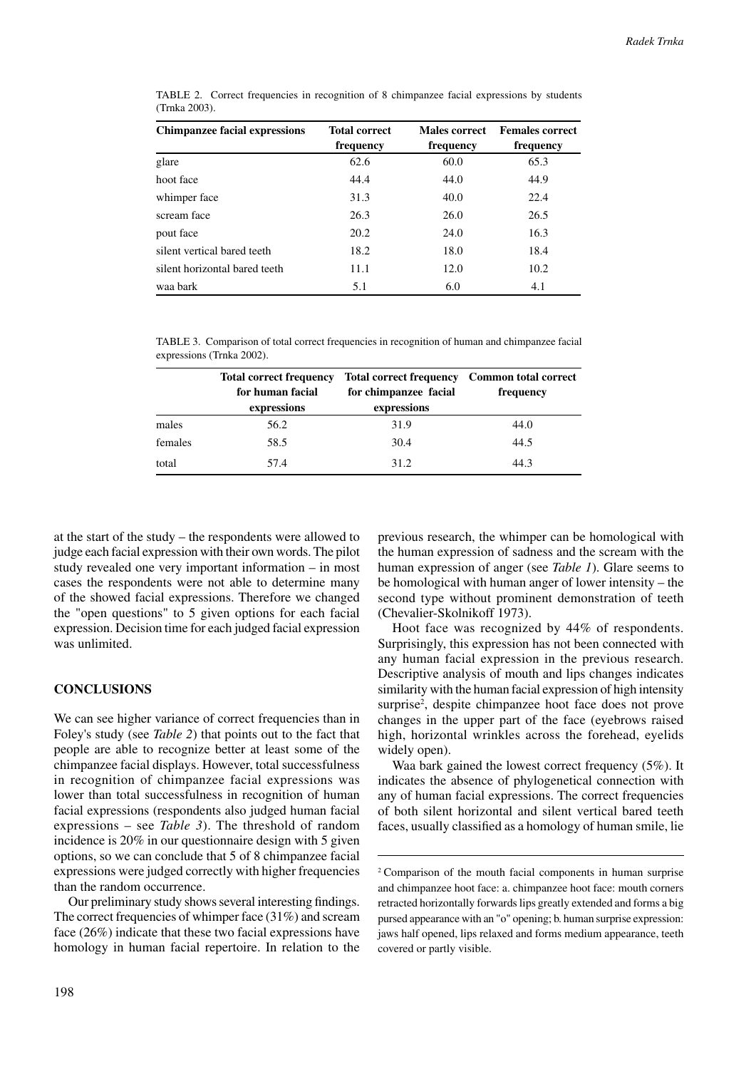TABLE 2. Correct frequencies in recognition of 8 chimpanzee facial expressions by students (Trnka 2003).

| Chimpanzee facial expressions | Total correct frequency | Males correct frequency | Females correct frequency |
|---|---|---|---|
| glare | 62.6 | 60.0 | 65.3 |
| hoot face | 44.4 | 44.0 | 44.9 |
| whimper face | 31.3 | 40.0 | 22.4 |
| scream face | 26.3 | 26.0 | 26.5 |
| pout face | 20.2 | 24.0 | 16.3 |
| silent vertical bared teeth | 18.2 | 18.0 | 18.4 |
| silent horizontal bared teeth | 11.1 | 12.0 | 10.2 |
| waa bark | 5.1 | 6.0 | 4.1 |

TABLE 3. Comparison of total correct frequencies in recognition of human and chimpanzee facial expressions (Trnka 2002).

| | Total correct frequency for human facial expressions | Total correct frequency for chimpanzee facial expressions | Common total correct frequency |
|---|---|---|---|
| males | 56.2 | 31.9 | 44.0 |
| females | 58.5 | 30.4 | 44.5 |
| total | 57.4 | 31.2 | 44.3 |

at the start of the study – the respondents were allowed to judge each facial expression with their own words. The pilot study revealed one very important information – in most cases the respondents were not able to determine many of the showed facial expressions. Therefore we changed the "open questions" to 5 given options for each facial expression. Decision time for each judged facial expression was unlimited.

## CONCLUSIONS

We can see higher variance of correct frequencies than in Foley's study (see *Table 2*) that points out to the fact that people are able to recognize better at least some of the chimpanzee facial displays. However, total successfulness in recognition of chimpanzee facial expressions was lower than total successfulness in recognition of human facial expressions (respondents also judged human facial expressions – see *Table 3*). The threshold of random incidence is 20% in our questionnaire design with 5 given options, so we can conclude that 5 of 8 chimpanzee facial expressions were judged correctly with higher frequencies than the random occurrence.

Our preliminary study shows several interesting findings. The correct frequencies of whimper face (31%) and scream face (26%) indicate that these two facial expressions have homology in human facial repertoire. In relation to the previous research, the whimper can be homological with the human expression of sadness and the scream with the human expression of anger (see *Table 1*). Glare seems to be homological with human anger of lower intensity – the second type without prominent demonstration of teeth (Chevalier-Skolnikoff 1973).

Hoot face was recognized by 44% of respondents. Surprisingly, this expression has not been connected with any human facial expression in the previous research. Descriptive analysis of mouth and lips changes indicates similarity with the human facial expression of high intensity surprise[2], despite chimpanzee hoot face does not prove changes in the upper part of the face (eyebrows raised high, horizontal wrinkles across the forehead, eyelids widely open).

Waa bark gained the lowest correct frequency (5%). It indicates the absence of phylogenetical connection with any of human facial expressions. The correct frequencies of both silent horizontal and silent vertical bared teeth faces, usually classified as a homology of human smile, lie

[2] Comparison of the mouth facial components in human surprise and chimpanzee hoot face: a. chimpanzee hoot face: mouth corners retracted horizontally forwards lips greatly extended and forms a big pursed appearance with an "o" opening; b. human surprise expression: jaws half opened, lips relaxed and forms medium appearance, teeth covered or partly visible.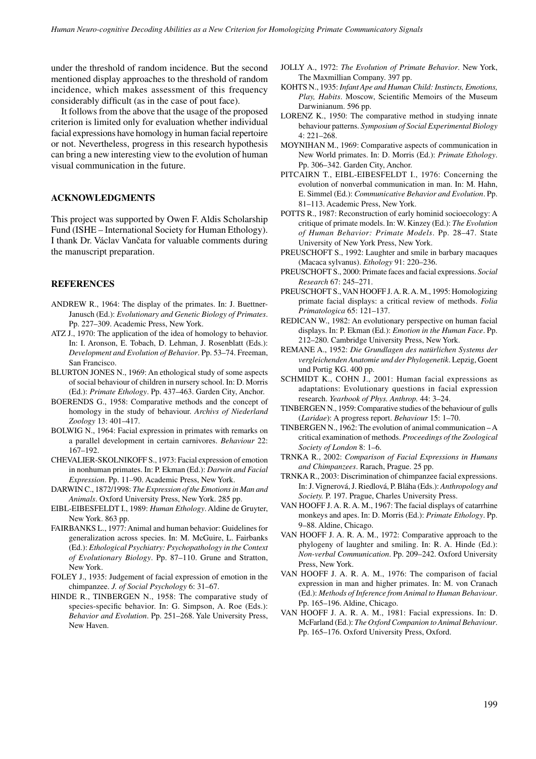under the threshold of random incidence. But the second mentioned display approaches to the threshold of random incidence, which makes assessment of this frequency considerably difficult (as in the case of pout face).

It follows from the above that the usage of the proposed criterion is limited only for evaluation whether individual facial expressions have homology in human facial repertoire or not. Nevertheless, progress in this research hypothesis can bring a new interesting view to the evolution of human visual communication in the future.

## ACKNOWLEDGMENTS

This project was supported by Owen F. Aldis Scholarship Fund (ISHE – International Society for Human Ethology). I thank Dr. Václav Vančata for valuable comments during the manuscript preparation.

## REFERENCES

ANDREW R., 1964: The display of the primates. In: J. Buettner-Janusch (Ed.): *Evolutionary and Genetic Biology of Primates*. Pp. 227–309. Academic Press, New York.

ATZ J., 1970: The application of the idea of homology to behavior. In: I. Aronson, E. Tobach, D. Lehman, J. Rosenblatt (Eds.): *Development and Evolution of Behavior*. Pp. 53–74. Freeman, San Francisco.

BLURTON JONES N., 1969: An ethological study of some aspects of social behaviour of children in nursery school. In: D. Morris (Ed.): *Primate Ethology*. Pp. 437–463. Garden City, Anchor.

BOERENDS G., 1958: Comparative methods and the concept of homology in the study of behaviour. *Archivs of Niederland Zoology* 13: 401–417.

BOLWIG N., 1964: Facial expression in primates with remarks on a parallel development in certain carnivores. *Behaviour* 22: 167–192.

CHEVALIER-SKOLNIKOFF S., 1973: Facial expression of emotion in nonhuman primates. In: P. Ekman (Ed.): *Darwin and Facial Expression*. Pp. 11–90. Academic Press, New York.

DARWIN C., 1872/1998: *The Expression of the Emotions in Man and Animals*. Oxford University Press, New York. 285 pp.

EIBL-EIBESFELDT I., 1989: *Human Ethology*. Aldine de Gruyter, New York. 863 pp.

FAIRBANKS L., 1977: Animal and human behavior: Guidelines for generalization across species. In: M. McGuire, L. Fairbanks (Ed.): *Ethological Psychiatry: Psychopathology in the Context of Evolutionary Biology*. Pp. 87–110. Grune and Stratton, New York.

FOLEY J., 1935: Judgement of facial expression of emotion in the chimpanzee. *J. of Social Psychology* 6: 31–67.

HINDE R., TINBERGEN N., 1958: The comparative study of species-specific behavior. In: G. Simpson, A. Roe (Eds.): *Behavior and Evolution*. Pp. 251–268. Yale University Press, New Haven.

JOLLY A., 1972: *The Evolution of Primate Behavior*. New York, The Maxmillian Company. 397 pp.

KOHTS N., 1935: *Infant Ape and Human Child: Instincts, Emotions, Play, Habits*. Moscow, Scientific Memoirs of the Museum Darwinianum. 596 pp.

LORENZ K., 1950: The comparative method in studying innate behaviour patterns. *Symposium of Social Experimental Biology* 4: 221–268.

MOYNIHAN M., 1969: Comparative aspects of communication in New World primates. In: D. Morris (Ed.): *Primate Ethology*. Pp. 306–342. Garden City, Anchor.

PITCAIRN T., EIBL-EIBESFELDT I., 1976: Concerning the evolution of nonverbal communication in man. In: M. Hahn, E. Simmel (Ed.): *Communicative Behavior and Evolution*. Pp. 81–113. Academic Press, New York.

POTTS R., 1987: Reconstruction of early hominid socioecology: A critique of primate models. In: W. Kinzey (Ed.): *The Evolution of Human Behavior: Primate Models*. Pp. 28–47. State University of New York Press, New York.

PREUSCHOFT S., 1992: Laughter and smile in barbary macaques (Macaca sylvanus). *Ethology* 91: 220–236.

PREUSCHOFT S., 2000: Primate faces and facial expressions. *Social Research* 67: 245–271.

PREUSCHOFT S., VAN HOOFF J. A. R. A. M., 1995: Homologizing primate facial displays: a critical review of methods. *Folia Primatologica* 65: 121–137.

REDICAN W., 1982: An evolutionary perspective on human facial displays. In: P. Ekman (Ed.): *Emotion in the Human Face*. Pp. 212–280. Cambridge University Press, New York.

REMANE A., 1952: *Die Grundlagen des natürlichen Systems der vergleichenden Anatomie und der Phylogenetik*. Lepzig, Goent und Portig KG. 400 pp.

SCHMIDT K., COHN J., 2001: Human facial expressions as adaptations: Evolutionary questions in facial expression research. *Yearbook of Phys. Anthrop.* 44: 3–24.

TINBERGEN N., 1959: Comparative studies of the behaviour of gulls (*Laridae*): A progress report. *Behaviour* 15: 1–70.

TINBERGEN N., 1962: The evolution of animal communication – A critical examination of methods. *Proceedings of the Zoological Society of London* 8: 1–6.

TRNKA R., 2002: *Comparison of Facial Expressions in Humans and Chimpanzees*. Rarach, Prague. 25 pp.

TRNKA R., 2003: Discrimination of chimpanzee facial expressions. In: J. Vignerová, J. Riedlová, P. Bláha (Eds.): *Anthropology and Society.* P. 197. Prague, Charles University Press.

VAN HOOFF J. A. R. A. M., 1967: The facial displays of catarrhine monkeys and apes. In: D. Morris (Ed.): *Primate Ethology*. Pp. 9–88. Aldine, Chicago.

VAN HOOFF J. A. R. A. M., 1972: Comparative approach to the phylogeny of laughter and smiling. In: R. A. Hinde (Ed.): *Non-verbal Communication*. Pp. 209–242. Oxford University Press, New York.

VAN HOOFF J. A. R. A. M., 1976: The comparison of facial expression in man and higher primates. In: M. von Cranach (Ed.): *Methods of Inference from Animal to Human Behaviour*. Pp. 165–196. Aldine, Chicago.

VAN HOOFF J. A. R. A. M., 1981: Facial expressions. In: D. McFarland (Ed.): *The Oxford Companion to Animal Behaviour*. Pp. 165–176. Oxford University Press, Oxford.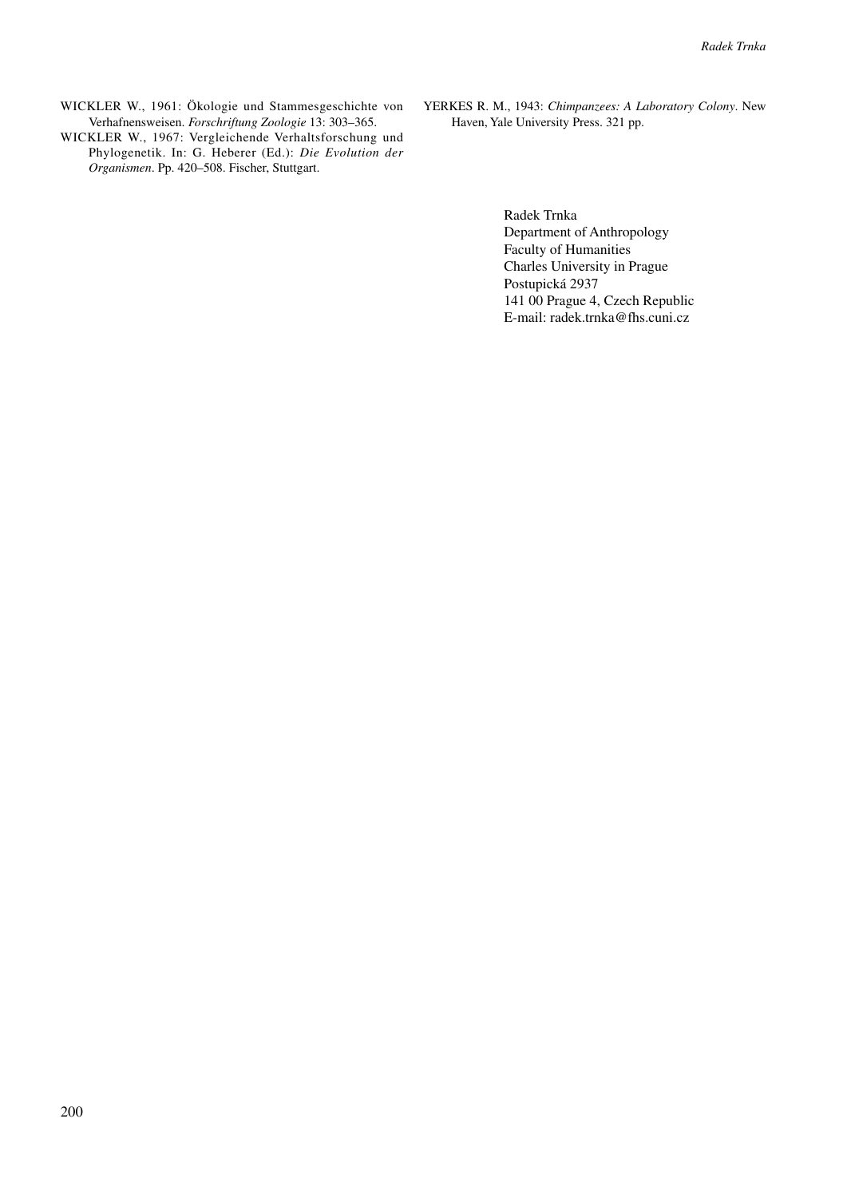WICKLER W., 1961: Ökologie und Stammesgeschichte von Verhafnensweisen. *Forschriftung Zoologie* 13: 303–365.

WICKLER W., 1967: Vergleichende Verhaltsforschung und Phylogenetik. In: G. Heberer (Ed.): *Die Evolution der Organismen*. Pp. 420–508. Fischer, Stuttgart.

YERKES R. M., 1943: *Chimpanzees: A Laboratory Colony*. New Haven, Yale University Press. 321 pp.

Radek Trnka  
Department of Anthropology  
Faculty of Humanities  
Charles University in Prague  
Postupická 2937  
141 00 Prague 4, Czech Republic  
E-mail: radek.trnka@fhs.cuni.cz